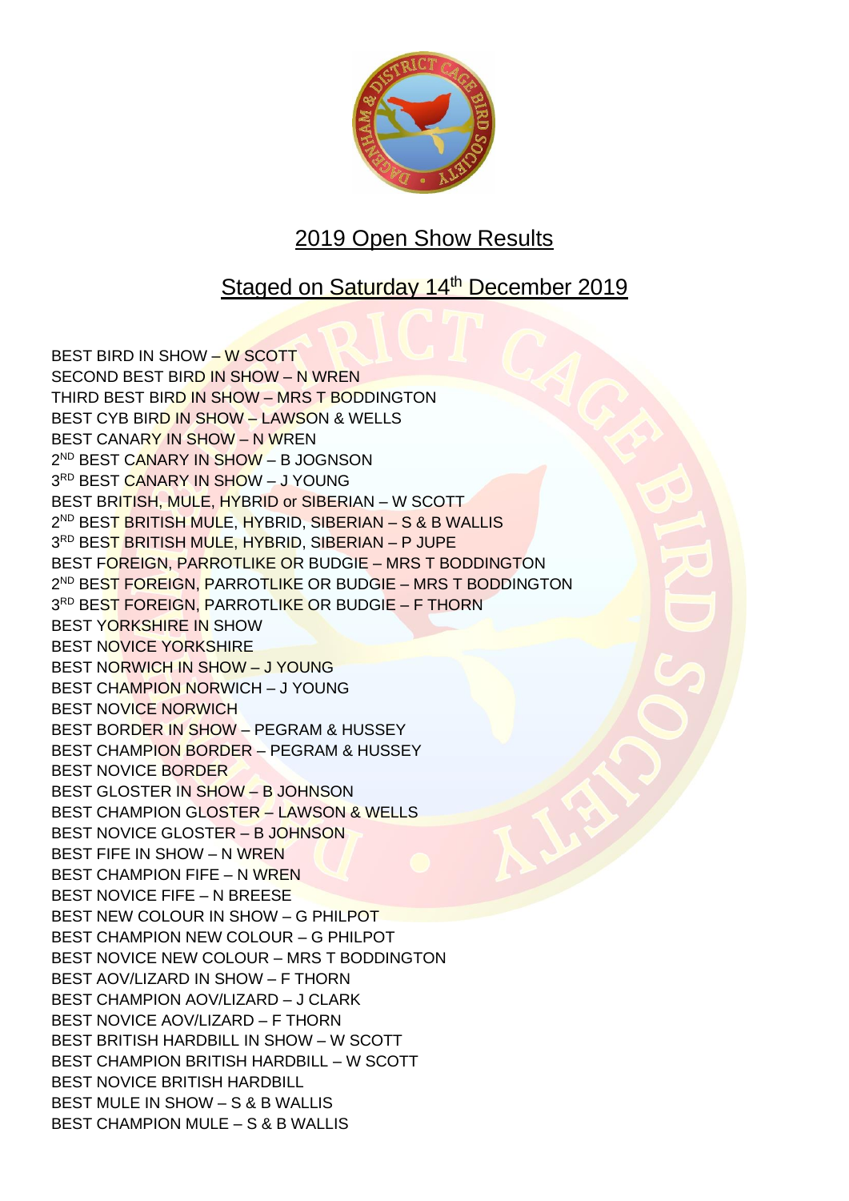## 2019 Open Show Results

## Staged on Saturday 14th December 2019

BEST BIRD IN SHOW – W SCOTT
SECOND BEST BIRD IN SHOW – N WREN
THIRD BEST BIRD IN SHOW – MRS T BODDINGTON
BEST CYB BIRD IN SHOW – LAWSON & WELLS
BEST CANARY IN SHOW – N WREN
2ND BEST CANARY IN SHOW – B JOGNSON
3RD BEST CANARY IN SHOW – J YOUNG
BEST BRITISH, MULE, HYBRID or SIBERIAN – W SCOTT
2ND BEST BRITISH MULE, HYBRID, SIBERIAN – S & B WALLIS
3RD BEST BRITISH MULE, HYBRID, SIBERIAN – P JUPE
BEST FOREIGN, PARROTLIKE OR BUDGIE – MRS T BODDINGTON
2ND BEST FOREIGN, PARROTLIKE OR BUDGIE – MRS T BODDINGTON
3RD BEST FOREIGN, PARROTLIKE OR BUDGIE – F THORN
BEST YORKSHIRE IN SHOW
BEST NOVICE YORKSHIRE
BEST NORWICH IN SHOW – J YOUNG
BEST CHAMPION NORWICH – J YOUNG
BEST NOVICE NORWICH
BEST BORDER IN SHOW – PEGRAM & HUSSEY
BEST CHAMPION BORDER – PEGRAM & HUSSEY
BEST NOVICE BORDER
BEST GLOSTER IN SHOW – B JOHNSON
BEST CHAMPION GLOSTER – LAWSON & WELLS
BEST NOVICE GLOSTER – B JOHNSON
BEST FIFE IN SHOW – N WREN
BEST CHAMPION FIFE – N WREN
BEST NOVICE FIFE – N BREESE
BEST NEW COLOUR IN SHOW – G PHILPOT
BEST CHAMPION NEW COLOUR – G PHILPOT
BEST NOVICE NEW COLOUR – MRS T BODDINGTON
BEST AOV/LIZARD IN SHOW – F THORN
BEST CHAMPION AOV/LIZARD – J CLARK
BEST NOVICE AOV/LIZARD – F THORN
BEST BRITISH HARDBILL IN SHOW – W SCOTT
BEST CHAMPION BRITISH HARDBILL – W SCOTT
BEST NOVICE BRITISH HARDBILL
BEST MULE IN SHOW – S & B WALLIS
BEST CHAMPION MULE – S & B WALLIS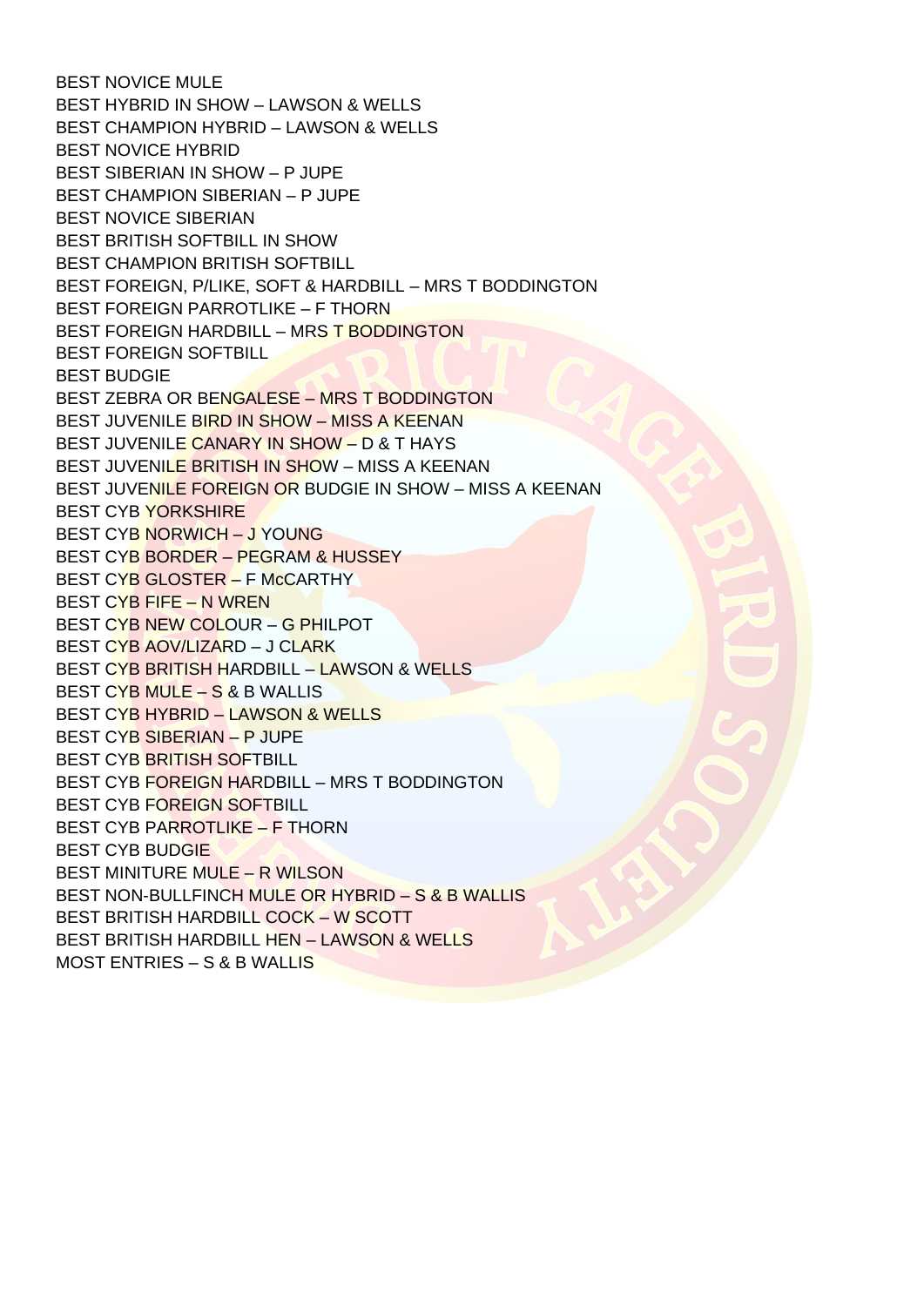BEST NOVICE MULE
BEST HYBRID IN SHOW – LAWSON & WELLS
BEST CHAMPION HYBRID – LAWSON & WELLS
BEST NOVICE HYBRID
BEST SIBERIAN IN SHOW – P JUPE
BEST CHAMPION SIBERIAN – P JUPE
BEST NOVICE SIBERIAN
BEST BRITISH SOFTBILL IN SHOW
BEST CHAMPION BRITISH SOFTBILL
BEST FOREIGN, P/LIKE, SOFT & HARDBILL – MRS T BODDINGTON
BEST FOREIGN PARROTLIKE – F THORN
BEST FOREIGN HARDBILL – MRS T BODDINGTON
BEST FOREIGN SOFTBILL
BEST BUDGIE
BEST ZEBRA OR BENGALESE – MRS T BODDINGTON
BEST JUVENILE BIRD IN SHOW – MISS A KEENAN
BEST JUVENILE CANARY IN SHOW – D & T HAYS
BEST JUVENILE BRITISH IN SHOW – MISS A KEENAN
BEST JUVENILE FOREIGN OR BUDGIE IN SHOW – MISS A KEENAN
BEST CYB YORKSHIRE
BEST CYB NORWICH – J YOUNG
BEST CYB BORDER – PEGRAM & HUSSEY
BEST CYB GLOSTER – F McCARTHY
BEST CYB FIFE – N WREN
BEST CYB NEW COLOUR – G PHILPOT
BEST CYB AOV/LIZARD – J CLARK
BEST CYB BRITISH HARDBILL – LAWSON & WELLS
BEST CYB MULE – S & B WALLIS
BEST CYB HYBRID – LAWSON & WELLS
BEST CYB SIBERIAN – P JUPE
BEST CYB BRITISH SOFTBILL
BEST CYB FOREIGN HARDBILL – MRS T BODDINGTON
BEST CYB FOREIGN SOFTBILL
BEST CYB PARROTLIKE – F THORN
BEST CYB BUDGIE
BEST MINITURE MULE – R WILSON
BEST NON-BULLFINCH MULE OR HYBRID – S & B WALLIS
BEST BRITISH HARDBILL COCK – W SCOTT
BEST BRITISH HARDBILL HEN – LAWSON & WELLS
MOST ENTRIES – S & B WALLIS